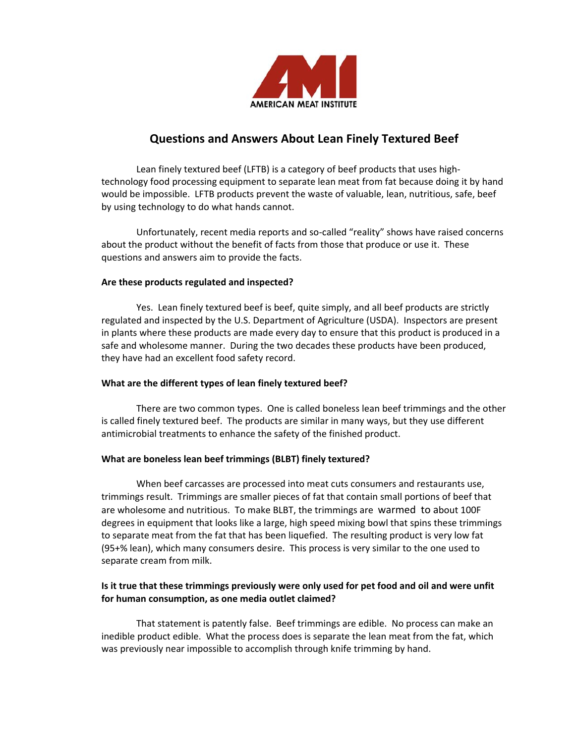AMERICAN MEAT INSTITUTE

# Questions and Answers About Lean Finely Textured Beef

Lean finely textured beef (LFTB) is a category of beef products that uses high-technology food processing equipment to separate lean meat from fat because doing it by hand would be impossible. LFTB products prevent the waste of valuable, lean, nutritious, safe, beef by using technology to do what hands cannot.

Unfortunately, recent media reports and so-called "reality" shows have raised concerns about the product without the benefit of facts from those that produce or use it. These questions and answers aim to provide the facts.

**Are these products regulated and inspected?**

Yes. Lean finely textured beef is beef, quite simply, and all beef products are strictly regulated and inspected by the U.S. Department of Agriculture (USDA). Inspectors are present in plants where these products are made every day to ensure that this product is produced in a safe and wholesome manner. During the two decades these products have been produced, they have had an excellent food safety record.

**What are the different types of lean finely textured beef?**

There are two common types. One is called boneless lean beef trimmings and the other is called finely textured beef. The products are similar in many ways, but they use different antimicrobial treatments to enhance the safety of the finished product.

**What are boneless lean beef trimmings (BLBT) finely textured?**

When beef carcasses are processed into meat cuts consumers and restaurants use, trimmings result. Trimmings are smaller pieces of fat that contain small portions of beef that are wholesome and nutritious. To make BLBT, the trimmings are warmed to about 100F degrees in equipment that looks like a large, high speed mixing bowl that spins these trimmings to separate meat from the fat that has been liquefied. The resulting product is very low fat (95+% lean), which many consumers desire. This process is very similar to the one used to separate cream from milk.

**Is it true that these trimmings previously were only used for pet food and oil and were unfit for human consumption, as one media outlet claimed?**

That statement is patently false. Beef trimmings are edible. No process can make an inedible product edible. What the process does is separate the lean meat from the fat, which was previously near impossible to accomplish through knife trimming by hand.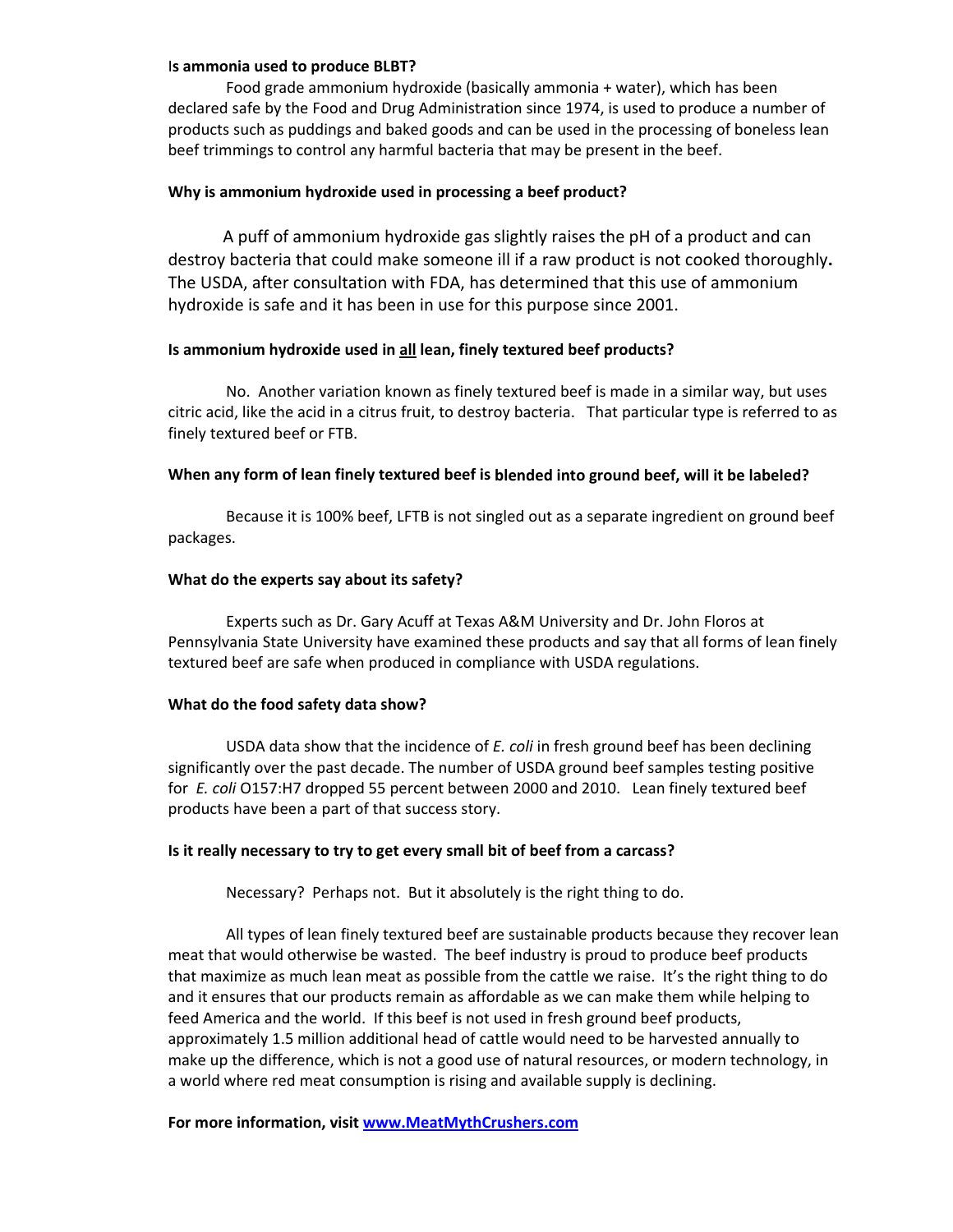**Is ammonia used to produce BLBT?**

Food grade ammonium hydroxide (basically ammonia + water), which has been declared safe by the Food and Drug Administration since 1974, is used to produce a number of products such as puddings and baked goods and can be used in the processing of boneless lean beef trimmings to control any harmful bacteria that may be present in the beef.

**Why is ammonium hydroxide used in processing a beef product?**

A puff of ammonium hydroxide gas slightly raises the pH of a product and can destroy bacteria that could make someone ill if a raw product is not cooked thoroughly**.** The USDA, after consultation with FDA, has determined that this use of ammonium hydroxide is safe and it has been in use for this purpose since 2001.

**Is ammonium hydroxide used in <u>all</u> lean, finely textured beef products?**

No. Another variation known as finely textured beef is made in a similar way, but uses citric acid, like the acid in a citrus fruit, to destroy bacteria. That particular type is referred to as finely textured beef or FTB.

**When any form of lean finely textured beef is blended into ground beef, will it be labeled?**

Because it is 100% beef, LFTB is not singled out as a separate ingredient on ground beef packages.

**What do the experts say about its safety?**

Experts such as Dr. Gary Acuff at Texas A&M University and Dr. John Floros at Pennsylvania State University have examined these products and say that all forms of lean finely textured beef are safe when produced in compliance with USDA regulations.

**What do the food safety data show?**

USDA data show that the incidence of *E. coli* in fresh ground beef has been declining significantly over the past decade. The number of USDA ground beef samples testing positive for *E. coli* O157:H7 dropped 55 percent between 2000 and 2010. Lean finely textured beef products have been a part of that success story.

**Is it really necessary to try to get every small bit of beef from a carcass?**

Necessary? Perhaps not. But it absolutely is the right thing to do.

All types of lean finely textured beef are sustainable products because they recover lean meat that would otherwise be wasted. The beef industry is proud to produce beef products that maximize as much lean meat as possible from the cattle we raise. It's the right thing to do and it ensures that our products remain as affordable as we can make them while helping to feed America and the world. If this beef is not used in fresh ground beef products, approximately 1.5 million additional head of cattle would need to be harvested annually to make up the difference, which is not a good use of natural resources, or modern technology, in a world where red meat consumption is rising and available supply is declining.

**For more information, visit [www.MeatMythCrushers.com](http://www.MeatMythCrushers.com)**